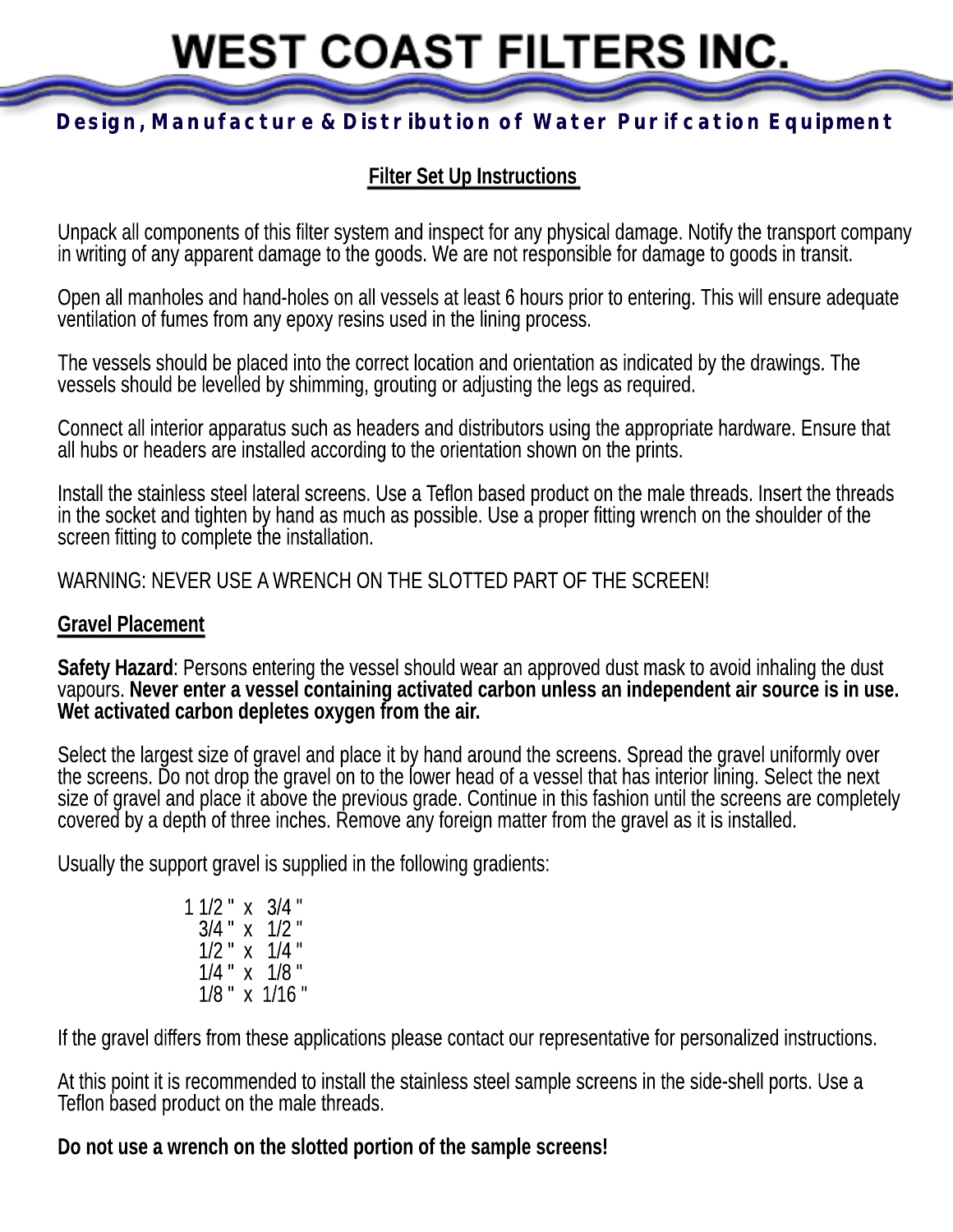# WEST COAST FILTERS INC.

**Design, Manufacture & Distribution of Water Purification Equipment**

## Filter Set Up Instructions

Unpack all components of this filter system and inspect for any physical damage. Notify the transport company in writing of any apparent damage to the goods. We are not responsible for damage to goods in transit.

Open all manholes and hand-holes on all vessels at least 6 hours prior to entering. This will ensure adequate ventilation of fumes from any epoxy resins used in the lining process.

The vessels should be placed into the correct location and orientation as indicated by the drawings. The vessels should be levelled by shimming, grouting or adjusting the legs as required.

Connect all interior apparatus such as headers and distributors using the appropriate hardware. Ensure that all hubs or headers are installed according to the orientation shown on the prints.

Install the stainless steel lateral screens. Use a Teflon based product on the male threads. Insert the threads in the socket and tighten by hand as much as possible. Use a proper fitting wrench on the shoulder of the screen fitting to complete the installation.

WARNING: NEVER USE A WRENCH ON THE SLOTTED PART OF THE SCREEN!

## Gravel Placement

**Safety Hazard**: Persons entering the vessel should wear an approved dust mask to avoid inhaling the dust vapours. **Never enter a vessel containing activated carbon unless an independent air source is in use. Wet activated carbon depletes oxygen from the air.**

Select the largest size of gravel and place it by hand around the screens. Spread the gravel uniformly over the screens. Do not drop the gravel on to the lower head of a vessel that has interior lining. Select the next size of gravel and place it above the previous grade. Continue in this fashion until the screens are completely covered by a depth of three inches. Remove any foreign matter from the gravel as it is installed.

Usually the support gravel is supplied in the following gradients:

1 1/2 " x 3/4 "
3/4 " x 1/2 "
1/2 " x 1/4 "
1/4 " x 1/8 "
1/8 " x 1/16 "

If the gravel differs from these applications please contact our representative for personalized instructions.

At this point it is recommended to install the stainless steel sample screens in the side-shell ports. Use a Teflon based product on the male threads.

**Do not use a wrench on the slotted portion of the sample screens!**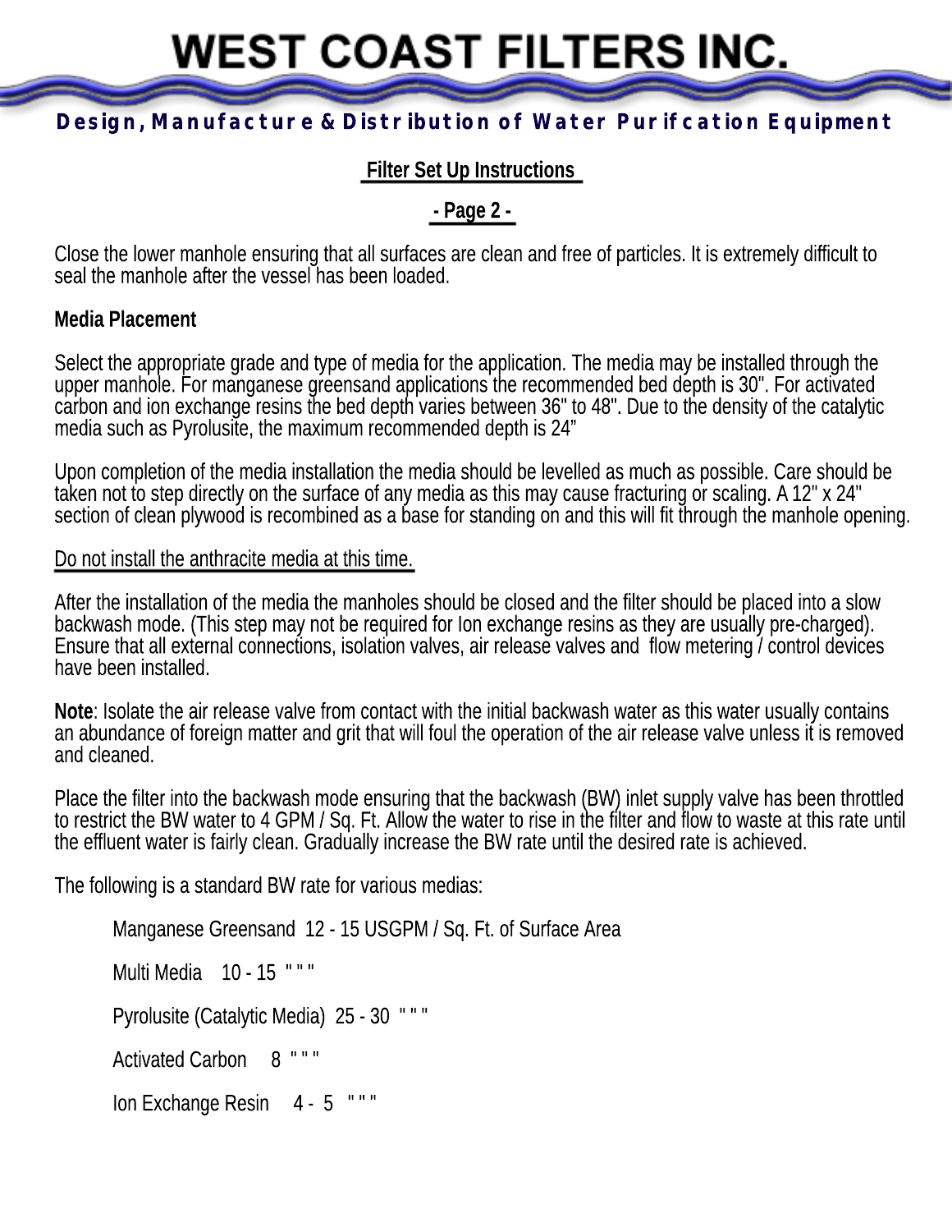# WEST COAST FILTERS INC.

**Design, Manufacture & Distribution of Water Purifcation Equipment**

## Filter Set Up Instructions

**- Page 2 -**

Close the lower manhole ensuring that all surfaces are clean and free of particles. It is extremely difficult to seal the manhole after the vessel has been loaded.

**Media Placement**

Select the appropriate grade and type of media for the application. The media may be installed through the upper manhole. For manganese greensand applications the recommended bed depth is 30". For activated carbon and ion exchange resins the bed depth varies between 36" to 48". Due to the density of the catalytic media such as Pyrolusite, the maximum recommended depth is 24"

Upon completion of the media installation the media should be levelled as much as possible. Care should be taken not to step directly on the surface of any media as this may cause fracturing or scaling. A 12" x 24" section of clean plywood is recombined as a base for standing on and this will fit through the manhole opening.

<u>Do not install the anthracite media at this time.</u>

After the installation of the media the manholes should be closed and the filter should be placed into a slow backwash mode. (This step may not be required for Ion exchange resins as they are usually pre-charged). Ensure that all external connections, isolation valves, air release valves and flow metering / control devices have been installed.

**Note**: Isolate the air release valve from contact with the initial backwash water as this water usually contains an abundance of foreign matter and grit that will foul the operation of the air release valve unless it is removed and cleaned.

Place the filter into the backwash mode ensuring that the backwash (BW) inlet supply valve has been throttled to restrict the BW water to 4 GPM / Sq. Ft. Allow the water to rise in the filter and flow to waste at this rate until the effluent water is fairly clean. Gradually increase the BW rate until the desired rate is achieved.

The following is a standard BW rate for various medias:

Manganese Greensand 12 - 15 USGPM / Sq. Ft. of Surface Area

Multi Media 10 - 15 " " "

Pyrolusite (Catalytic Media) 25 - 30 " " "

Activated Carbon 8 " " "

Ion Exchange Resin 4 - 5 " " "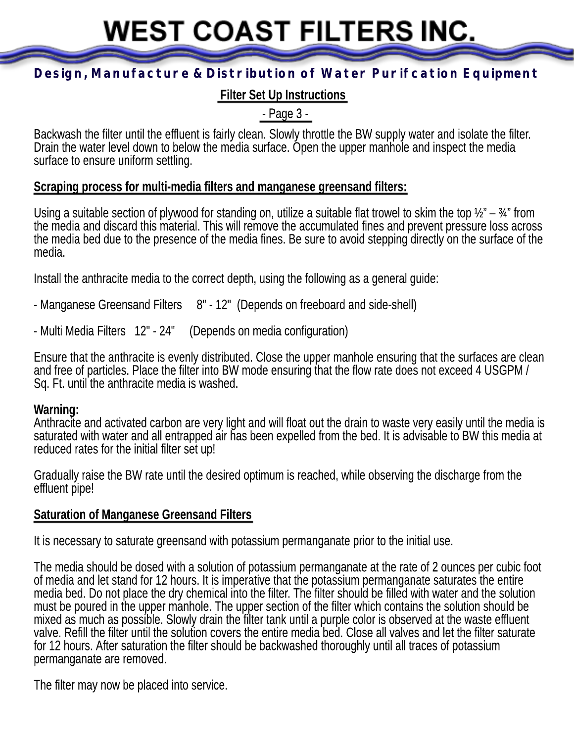# WEST COAST FILTERS INC.

**Design, Manufacture & Distribution of Water Purifcation Equipment**

## Filter Set Up Instructions

- Page 3 -

Backwash the filter until the effluent is fairly clean. Slowly throttle the BW supply water and isolate the filter. Drain the water level down to below the media surface. Open the upper manhole and inspect the media surface to ensure uniform settling.

### Scraping process for multi-media filters and manganese greensand filters:

Using a suitable section of plywood for standing on, utilize a suitable flat trowel to skim the top ½" – ¾" from the media and discard this material. This will remove the accumulated fines and prevent pressure loss across the media bed due to the presence of the media fines. Be sure to avoid stepping directly on the surface of the media.

Install the anthracite media to the correct depth, using the following as a general guide:

- Manganese Greensand Filters 8" - 12" (Depends on freeboard and side-shell)

- Multi Media Filters 12" - 24" (Depends on media configuration)

Ensure that the anthracite is evenly distributed. Close the upper manhole ensuring that the surfaces are clean and free of particles. Place the filter into BW mode ensuring that the flow rate does not exceed 4 USGPM / Sq. Ft. until the anthracite media is washed.

**Warning:**
Anthracite and activated carbon are very light and will float out the drain to waste very easily until the media is saturated with water and all entrapped air has been expelled from the bed. It is advisable to BW this media at reduced rates for the initial filter set up!

Gradually raise the BW rate until the desired optimum is reached, while observing the discharge from the effluent pipe!

### Saturation of Manganese Greensand Filters

It is necessary to saturate greensand with potassium permanganate prior to the initial use.

The media should be dosed with a solution of potassium permanganate at the rate of 2 ounces per cubic foot of media and let stand for 12 hours. It is imperative that the potassium permanganate saturates the entire media bed. Do not place the dry chemical into the filter. The filter should be filled with water and the solution must be poured in the upper manhole. The upper section of the filter which contains the solution should be mixed as much as possible. Slowly drain the filter tank until a purple color is observed at the waste effluent valve. Refill the filter until the solution covers the entire media bed. Close all valves and let the filter saturate for 12 hours. After saturation the filter should be backwashed thoroughly until all traces of potassium permanganate are removed.

The filter may now be placed into service.